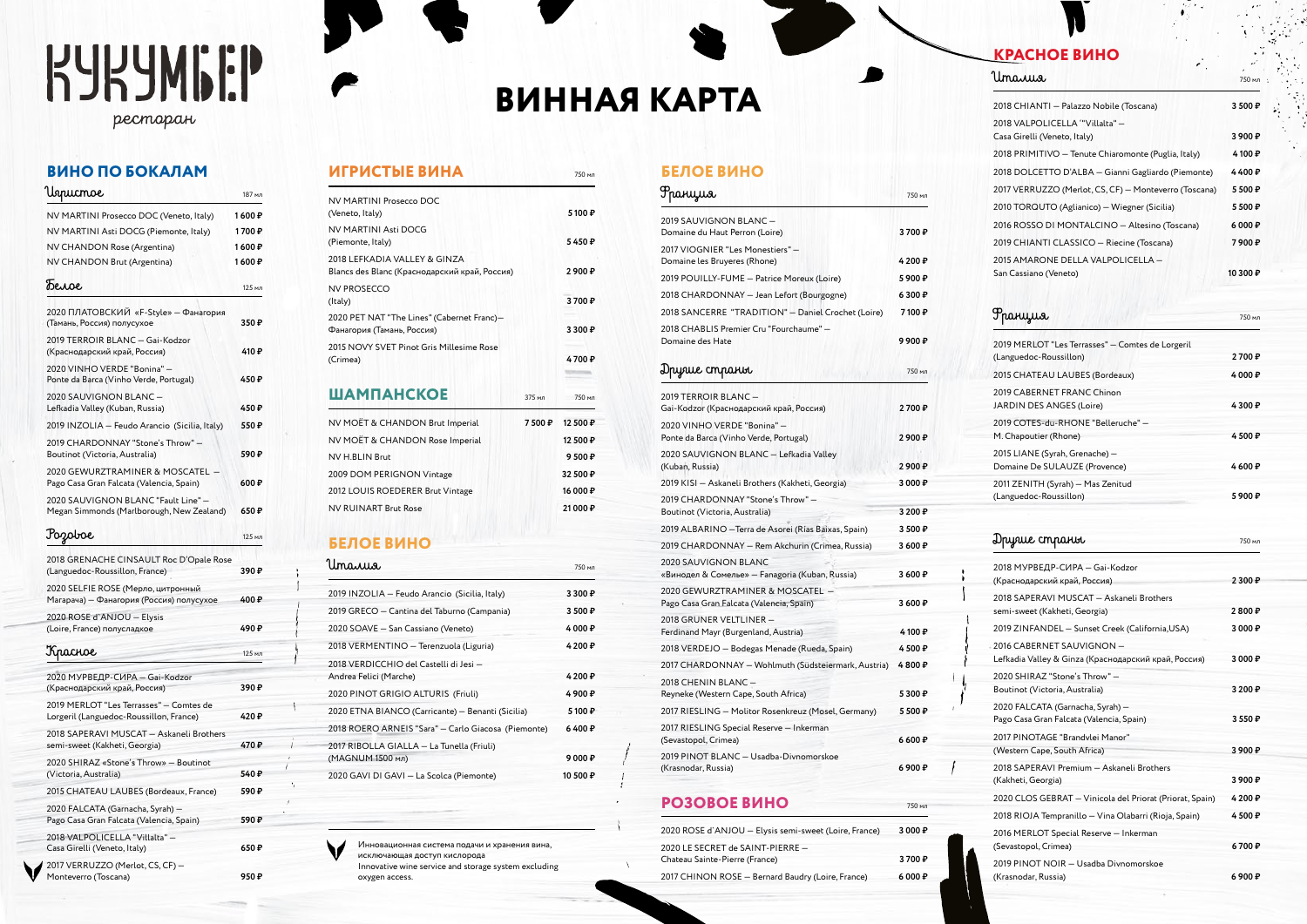# КУКУМБЕР

*ресторан*

# ВИННАЯ КАРТА

## ВИНО ПО БОКАЛАМ

### Игристое

| | 187 мл |
|---|---|
| NV MARTINI Prosecco DOC (Veneto, Italy) | 1 600 ₽ |
| NV MARTINI Asti DOCG (Piemonte, Italy) | 1 700 ₽ |
| NV CHANDON Rose (Argentina) | 1 600 ₽ |
| NV CHANDON Brut (Argentina) | 1 600 ₽ |

### Белое

| | 125 мл |
|---|---|
| 2020 ПЛАТОВСКИЙ «F-Style» – Фанагория (Тамань, Россия) полусухое | 350 ₽ |
| 2019 TERROIR BLANC – Gai-Kodzor (Краснодарский край, Россия) | 410 ₽ |
| 2020 VINHO VERDE "Bonina" – Ponte da Barca (Vinho Verde, Portugal) | 450 ₽ |
| 2020 SAUVIGNON BLANC – Lefkadia Valley (Kuban, Russia) | 450 ₽ |
| 2019 INZOLIA – Feudo Arancio (Sicilia, Italy) | 550 ₽ |
| 2019 CHARDONNAY "Stone's Throw" – Boutinot (Victoria, Australia) | 590 ₽ |
| 2020 GEWURZTRAMINER & MOSCATEL – Pago Casa Gran Falcata (Valencia, Spain) | 600 ₽ |
| 2020 SAUVIGNON BLANC "Fault Line" – Megan Simmonds (Marlborough, New Zealand) | 650 ₽ |

### Розовое

| | 125 мл |
|---|---|
| 2018 GRENACHE CINSAULT Roc D'Opale Rose (Languedoc-Roussillon, France) | 390 ₽ |
| 2020 SELFIE ROSE (Мерло, цитронный Магарача) – Фанагория (Россия) полусухое | 400 ₽ |
| 2020 ROSE d'ANJOU – Elysis (Loire, France) полусладкое | 490 ₽ |

### Красное

| | 125 мл |
|---|---|
| 2020 МУРВЕДР-СИРА – Gai-Kodzor (Краснодарский край, Россия) | 390 ₽ |
| 2019 MERLOT "Les Terrasses" – Comtes de Lorgeril (Languedoc-Roussillon, France) | 420 ₽ |
| 2018 SAPERAVI MUSCAT – Askaneli Brothers semi-sweet (Kakheti, Georgia) | 470 ₽ |
| 2020 SHIRAZ «Stone's Throw» – Boutinot (Victoria, Australia) | 540 ₽ |
| 2015 CHATEAU LAUBES (Bordeaux, France) | 590 ₽ |
| 2020 FALCATA (Garnacha, Syrah) – Pago Casa Gran Falcata (Valencia, Spain) | 590 ₽ |
| 2018 VALPOLICELLA "Villalta" – Casa Girelli (Veneto, Italy) | 650 ₽ |
| 2017 VERRUZZO (Merlot, CS, CF) – Monteverro (Toscana) | 950 ₽ |

## ИГРИСТЫЕ ВИНА

| | 750 мл |
|---|---|
| NV MARTINI Prosecco DOC (Veneto, Italy) | 5 100 ₽ |
| NV MARTINI Asti DOCG (Piemonte, Italy) | 5 450 ₽ |
| 2018 LEFKADIA VALLEY & GINZA Blancs des Blanc (Краснодарский край, Россия) | 2 900 ₽ |
| NV PROSECCO (Italy) | 3 700 ₽ |
| 2020 PET NAT "The Lines" (Cabernet Franc) – Фанагория (Тамань, Россия) | 3 300 ₽ |
| 2015 NOVY SVET Pinot Gris Millesime Rose (Crimea) | 4 700 ₽ |

## ШАМПАНСКОЕ

| | 375 мл | 750 мл |
|---|---|---|
| NV MOËT & CHANDON Brut Imperial | 7 500 ₽ | 12 500 ₽ |
| NV MOËT & CHANDON Rose Imperial | | 12 500 ₽ |
| NV H.BLIN Brut | | 9 500 ₽ |
| 2009 DOM PERIGNON Vintage | | 32 500 ₽ |
| 2012 LOUIS ROEDERER Brut Vintage | | 16 000 ₽ |
| NV RUINART Brut Rose | | 21 000 ₽ |

## БЕЛОЕ ВИНО

### Италия

| | 750 мл |
|---|---|
| 2019 INZOLIA – Feudo Arancio (Sicilia, Italy) | 3 300 ₽ |
| 2019 GRECO – Cantina del Taburno (Campania) | 3 500 ₽ |
| 2020 SOAVE – San Cassiano (Veneto) | 4 000 ₽ |
| 2018 VERMENTINO – Terenzuola (Liguria) | 4 200 ₽ |
| 2018 VERDICCHIO del Castelli di Jesi – Andrea Felici (Marche) | 4 200 ₽ |
| 2020 PINOT GRIGIO ALTURIS (Friuli) | 4 900 ₽ |
| 2020 ETNA BIANCO (Carricante) – Benanti (Sicilia) | 5 100 ₽ |
| 2018 ROERO ARNEIS "Sara" – Carlo Giacosa (Piemonte) | 6 400 ₽ |
| 2017 RIBOLLA GIALLA – La Tunella (Friuli) (MAGNUM 1500 мл) | 9 000 ₽ |
| 2020 GAVI DI GAVI – La Scolca (Piemonte) | 10 500 ₽ |

Инновационная система подачи и хранения вина, исключающая доступ кислорода
Innovative wine service and storage system excluding oxygen access.

## БЕЛОЕ ВИНО

### Франция

| | 750 мл |
|---|---|
| 2019 SAUVIGNON BLANC – Domaine du Haut Perron (Loire) | 3 700 ₽ |
| 2017 VIOGNIER "Les Monestiers" – Domaine les Bruyeres (Rhone) | 4 200 ₽ |
| 2019 POUILLY-FUME – Patrice Moreux (Loire) | 5 900 ₽ |
| 2018 CHARDONNAY – Jean Lefort (Bourgogne) | 6 300 ₽ |
| 2018 SANCERRE "TRADITION" – Daniel Crochet (Loire) | 7 100 ₽ |
| 2018 CHABLIS Premier Cru "Fourchaume" – Domaine des Hate | 9 900 ₽ |

### Другие страны

| | 750 мл |
|---|---|
| 2019 TERROIR BLANC – Gai-Kodzor (Краснодарский край, Россия) | 2 700 ₽ |
| 2020 VINHO VERDE "Bonina" – Ponte da Barca (Vinho Verde, Portugal) | 2 900 ₽ |
| 2020 SAUVIGNON BLANC – Lefkadia Valley (Kuban, Russia) | 2 900 ₽ |
| 2019 KISI – Askaneli Brothers (Kakheti, Georgia) | 3 000 ₽ |
| 2019 CHARDONNAY "Stone's Throw" – Boutinot (Victoria, Australia) | 3 200 ₽ |
| 2019 ALBARINO –Terra de Asorei (Rias Baixas, Spain) | 3 500 ₽ |
| 2019 CHARDONNAY – Rem Akchurin (Crimea, Russia) | 3 600 ₽ |
| 2020 SAUVIGNON BLANC «Винодел & Сомелье» – Fanagoria (Kuban, Russia) | 3 600 ₽ |
| 2020 GEWURZTRAMINER & MOSCATEL – Pago Casa Gran Falcata (Valencia, Spain) | 3 600 ₽ |
| 2018 GRUNER VELTLINER – Ferdinand Mayr (Burgenland, Austria) | 4 100 ₽ |
| 2018 VERDEJO – Bodegas Menade (Rueda, Spain) | 4 500 ₽ |
| 2017 CHARDONNAY – Wohlmuth (Südsteiermark, Austria) | 4 800 ₽ |
| 2018 CHENIN BLANC – Reyneke (Western Cape, South Africa) | 5 300 ₽ |
| 2017 RIESLING – Molitor Rosenkreuz (Mosel, Germany) | 5 500 ₽ |
| 2017 RIESLING Special Reserve – Inkerman (Sevastopol, Crimea) | 6 600 ₽ |
| 2019 PINOT BLANC – Usadba-Divnomorskoe (Krasnodar, Russia) | 6 900 ₽ |

## РОЗОВОЕ ВИНО

| | 750 мл |
|---|---|
| 2020 ROSE d'ANJOU – Elysis semi-sweet (Loire, France) | 3 000 ₽ |
| 2020 LE SECRET de SAINT-PIERRE – Chateau Sainte-Pierre (France) | 3 700 ₽ |
| 2017 CHINON ROSE – Bernard Baudry (Loire, France) | 6 000 ₽ |

## КРАСНОЕ ВИНО

### Италия

| | 750 мл |
|---|---|
| 2018 CHIANTI – Palazzo Nobile (Toscana) | 3 500 ₽ |
| 2018 VALPOLICELLA "Villalta" – Casa Girelli (Veneto, Italy) | 3 900 ₽ |
| 2018 PRIMITIVO – Tenute Chiaromonte (Puglia, Italy) | 4 100 ₽ |
| 2018 DOLCETTO D'ALBA – Gianni Gagliardo (Piemonte) | 4 400 ₽ |
| 2017 VERRUZZO (Merlot, CS, CF) – Monteverro (Toscana) | 5 500 ₽ |
| 2010 TORQUTO (Aglianico) – Wiegner (Sicilia) | 5 500 ₽ |
| 2016 ROSSO DI MONTALCINO – Altesino (Toscana) | 6 000 ₽ |
| 2019 CHIANTI CLASSICO – Riecine (Toscana) | 7 900 ₽ |
| 2015 AMARONE DELLA VALPOLICELLA – San Cassiano (Veneto) | 10 300 ₽ |

### Франция

| | 750 мл |
|---|---|
| 2019 MERLOT "Les Terrasses" – Comtes de Lorgeril (Languedoc-Roussillon) | 2 700 ₽ |
| 2015 CHATEAU LAUBES (Bordeaux) | 4 000 ₽ |
| 2019 CABERNET FRANC Chinon JARDIN DES ANGES (Loire) | 4 300 ₽ |
| 2019 COTES-du-RHONE "Belleruche" – M. Chapoutier (Rhone) | 4 500 ₽ |
| 2015 LIANE (Syrah, Grenache) – Domaine De SULAUZE (Provence) | 4 600 ₽ |
| 2011 ZENITH (Syrah) – Mas Zenitud (Languedoc-Roussillon) | 5 900 ₽ |

### Другие страны

| | 750 мл |
|---|---|
| 2018 МУРВЕДР-СИРА – Gai-Kodzor (Краснодарский край, Россия) | 2 300 ₽ |
| 2018 SAPERAVI MUSCAT – Askaneli Brothers semi-sweet (Kakheti, Georgia) | 2 800 ₽ |
| 2019 ZINFANDEL – Sunset Creek (California,USA) | 3 000 ₽ |
| 2016 CABERNET SAUVIGNON – Lefkadia Valley & Ginza (Краснодарский край, Россия) | 3 000 ₽ |
| 2020 SHIRAZ "Stone's Throw" – Boutinot (Victoria, Australia) | 3 200 ₽ |
| 2020 FALCATA (Garnacha, Syrah) – Pago Casa Gran Falcata (Valencia, Spain) | 3 550 ₽ |
| 2017 PINOTAGE "Brandvlei Manor" (Western Cape, South Africa) | 3 900 ₽ |
| 2018 SAPERAVI Premium – Askaneli Brothers (Kakheti, Georgia) | 3 900 ₽ |
| 2020 CLOS GEBRAT – Vinicola del Priorat (Priorat, Spain) | 4 200 ₽ |
| 2018 RIOJA Tempranillo – Vina Olabarri (Rioja, Spain) | 4 500 ₽ |
| 2016 MERLOT Special Reserve – Inkerman (Sevastopol, Crimea) | 6 700 ₽ |
| 2019 PINOT NOIR – Usadba Divnomorskoe (Krasnodar, Russia) | 6 900 ₽ |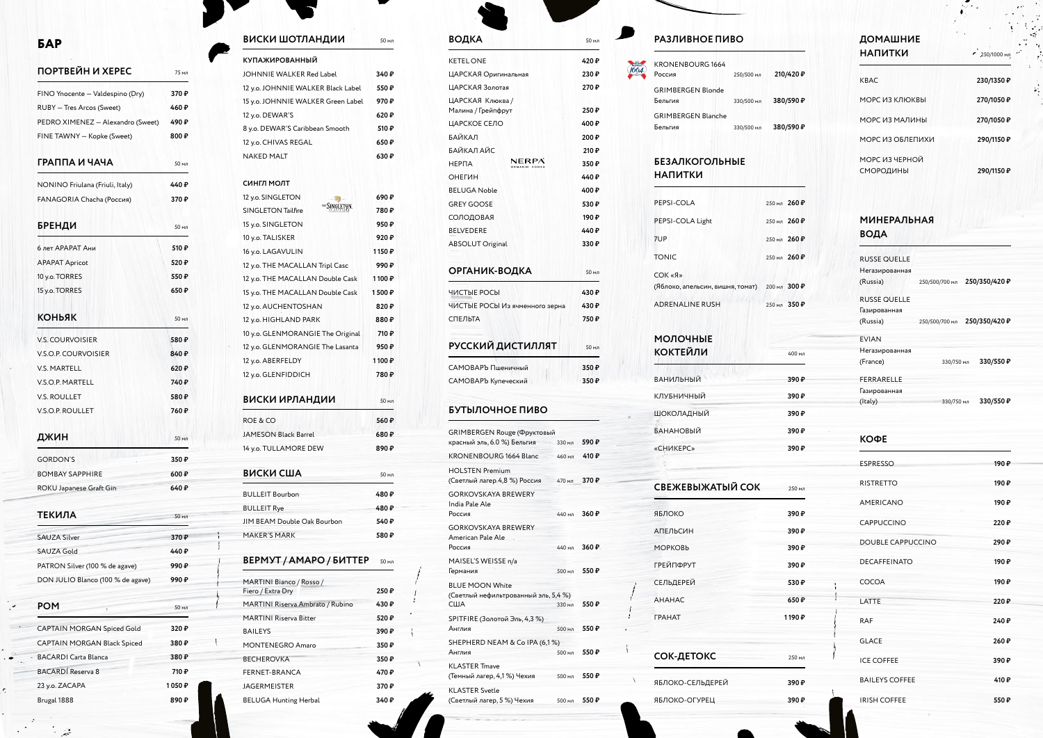# БАР

## ПОРТВЕЙН И ХЕРЕС

75 мл

| | |
|---|---|
| FINO Ynocente – Valdespino (Dry) | 370 ₽ |
| RUBY – Tres Arcos (Sweet) | 460 ₽ |
| PEDRO XIMENEZ – Alexandro (Sweet) | 490 ₽ |
| FINE TAWNY – Kopke (Sweet) | 800 ₽ |

## ГРАППА И ЧАЧА

50 мл

| | |
|---|---|
| NONINO Friulana (Friuli, Italy) | 440 ₽ |
| FANAGORIA Chacha (Россия) | 370 ₽ |

## БРЕНДИ

50 мл

| | |
|---|---|
| 6 лет АРАРАТ Ани | 510 ₽ |
| АРАРАТ Apricot | 520 ₽ |
| 10 y.o. TORRES | 550 ₽ |
| 15 y.o. TORRES | 650 ₽ |

## КОНЬЯК

50 мл

| | |
|---|---|
| V.S. COURVOISIER | 580 ₽ |
| V.S.O.P. COURVOISIER | 840 ₽ |
| V.S. MARTELL | 620 ₽ |
| V.S.O.P. MARTELL | 740 ₽ |
| V.S. ROULLET | 580 ₽ |
| V.S.O.P. ROULLET | 760 ₽ |

## ДЖИН

50 мл

| | |
|---|---|
| GORDON'S | 350 ₽ |
| BOMBAY SAPPHIRE | 600 ₽ |
| ROKU Japanese Graft Gin | 640 ₽ |

## ТЕКИЛА

50 мл

| | |
|---|---|
| SAUZA Silver | 370 ₽ |
| SAUZA Gold | 440 ₽ |
| PATRON Silver (100 % de agave) | 990 ₽ |
| DON JULIO Blanco (100 % de agave) | 990 ₽ |

## РОМ

50 мл

| | |
|---|---|
| CAPTAIN MORGAN Spiced Gold | 320 ₽ |
| CAPTAIN MORGAN Black Spiced | 380 ₽ |
| BACARDI Carta Blanca | 380 ₽ |
| BACARDI Reserva 8 | 710 ₽ |
| 23 y.o. ZACAPA | 1 050 ₽ |
| Brugal 1888 | 890 ₽ |

## ВИСКИ ШОТЛАНДИИ

50 мл

### КУПАЖИРОВАННЫЙ

| | |
|---|---|
| JOHNNIE WALKER Red Label | 340 ₽ |
| 12 y.o. JOHNNIE WALKER Black Label | 550 ₽ |
| 15 y.o. JOHNNIE WALKER Green Label | 970 ₽ |
| 12 y.o. DEWAR'S | 620 ₽ |
| 8 y.o. DEWAR'S Caribbean Smooth | 510 ₽ |
| 12 y.o. CHIVAS REGAL | 650 ₽ |
| NAKED MALT | 630 ₽ |

### СИНГЛ МОЛТ

| | |
|---|---|
| 12 y.o. SINGLETON | 690 ₽ |
| SINGLETON Tailfire | 780 ₽ |
| 15 y.o. SINGLETON | 950 ₽ |
| 10 y.o. TALISKER | 920 ₽ |
| 16 y.o. LAGAVULIN | 1 150 ₽ |
| 12 y.o. THE MACALLAN Tripl Casc | 990 ₽ |
| 12 y.o. THE MACALLAN Double Cask | 1 100 ₽ |
| 15 y.o. THE MACALLAN Double Cask | 1 500 ₽ |
| 12 y.o. AUCHENTOSHAN | 820 ₽ |
| 12 y.o. HIGHLAND PARK | 880 ₽ |
| 10 y.o. GLENMORANGIE The Original | 710 ₽ |
| 12 y.o. GLENMORANGIE The Lasanta | 950 ₽ |
| 12 y.o. ABERFELDY | 1 100 ₽ |
| 12 y.o. GLENFIDDICH | 780 ₽ |

## ВИСКИ ИРЛАНДИИ

50 мл

| | |
|---|---|
| ROE & CO | 560 ₽ |
| JAMESON Black Barrel | 680 ₽ |
| 14 y.o. TULLAMORE DEW | 890 ₽ |

## ВИСКИ США

50 мл

| | |
|---|---|
| BULLEIT Bourbon | 480 ₽ |
| BULLEIT Rye | 480 ₽ |
| JIM BEAM Double Oak Bourbon | 540 ₽ |
| MAKER'S MARK | 580 ₽ |

## ВЕРМУТ / АМАРО / БИТТЕР

50 мл

| | |
|---|---|
| MARTINI Bianco / Rosso / Fiero / Extra Dry | 250 ₽ |
| MARTINI Riserva Ambrato / Rubino | 430 ₽ |
| MARTINI Riserva Bitter | 520 ₽ |
| BAILEYS | 390 ₽ |
| MONTENEGRO Amaro | 350 ₽ |
| BECHEROVKA | 350 ₽ |
| FERNET-BRANCA | 470 ₽ |
| JAGERMEISTER | 370 ₽ |
| BELUGA Hunting Herbal | 340 ₽ |

## ВОДКА

50 мл

| | |
|---|---|
| KETEL ONE | 420 ₽ |
| ЦАРСКАЯ Оригинальная | 230 ₽ |
| ЦАРСКАЯ Золотая | 270 ₽ |
| ЦАРСКАЯ Клюква / Малина / Грейпфрут | 250 ₽ |
| ЦАРСКОЕ СЕЛО | 400 ₽ |
| БАЙКАЛ | 200 ₽ |
| БАЙКАЛ АЙС | 210 ₽ |
| НЕРПА | 350 ₽ |
| ОНЕГИН | 440 ₽ |
| BELUGA Noble | 400 ₽ |
| GREY GOOSE | 530 ₽ |
| СОЛОДОВАЯ | 190 ₽ |
| BELVEDERE | 440 ₽ |
| ABSOLUT Original | 330 ₽ |

## ОРГАНИК-ВОДКА

50 мл

| | |
|---|---|
| ЧИСТЫЕ РОСЫ | 430 ₽ |
| ЧИСТЫЕ РОСЫ Из ячменного зерна | 430 ₽ |
| СПЕЛЬТА | 750 ₽ |

## РУССКИЙ ДИСТИЛЛЯТ

50 мл

| | |
|---|---|
| САМОВАРЪ Пшеничный | 350 ₽ |
| САМОВАРЪ Купеческий | 350 ₽ |

## БУТЫЛОЧНОЕ ПИВО

| | | |
|---|---|---|
| GRIMBERGEN Rouge (Фруктовый красный эль, 6.0 %) Бельгия | 330 мл | 590 ₽ |
| KRONENBOURG 1664 Blanc | 460 мл | 410 ₽ |
| HOLSTEN Premium (Светлый лагер 4,8 %) Россия | 470 мл | 370 ₽ |
| GORKOVSKAYA BREWERY India Pale Ale Россия | 440 мл | 360 ₽ |
| GORKOVSKAYA BREWERY American Pale Ale Россия | 440 мл | 360 ₽ |
| MAISEL'S WEISSE n/a Германия | 500 мл | 550 ₽ |
| BLUE MOON White (Светлый нефильтрованный эль, 5,4 %) США | 330 мл | 550 ₽ |
| SPITFIRE (Золотой Эль, 4,3 %) Англия | 500 мл | 550 ₽ |
| SHEPHERD NEAM & Co IPA (6,1 %) Англия | 500 мл | 550 ₽ |
| KLASTER Tmave (Темный лагер, 4,1 %) Чехия | 500 мл | 550 ₽ |
| KLASTER Svetle (Светлый лагер, 5 %) Чехия | 500 мл | 550 ₽ |

## РАЗЛИВНОЕ ПИВО

| | | |
|---|---|---|
| KRONENBOURG 1664 Россия | 250/500 мл | 210/420 ₽ |
| GRIMBERGEN Blonde Бельгия | 330/500 мл | 380/590 ₽ |
| GRIMBERGEN Blanche Бельгия | 330/500 мл | 380/590 ₽ |

## БЕЗАЛКОГОЛЬНЫЕ НАПИТКИ

| | | |
|---|---|---|
| PEPSI-COLA | 250 мл | 260 ₽ |
| PEPSI-COLA Light | 250 мл | 260 ₽ |
| 7UP | 250 мл | 260 ₽ |
| TONIC | 250 мл | 260 ₽ |
| СОК «Я» (Яблоко, апельсин, вишня, томат) | 200 мл | 300 ₽ |
| ADRENALINE RUSH | 250 мл | 350 ₽ |

## МОЛОЧНЫЕ КОКТЕЙЛИ

400 мл

| | |
|---|---|
| ВАНИЛЬНЫЙ | 390 ₽ |
| КЛУБНИЧНЫЙ | 390 ₽ |
| ШОКОЛАДНЫЙ | 390 ₽ |
| БАНАНОВЫЙ | 390 ₽ |
| «СНИКЕРС» | 390 ₽ |

## СВЕЖЕВЫЖАТЫЙ СОК

250 мл

| | |
|---|---|
| ЯБЛОКО | 390 ₽ |
| АПЕЛЬСИН | 390 ₽ |
| МОРКОВЬ | 390 ₽ |
| ГРЕЙПФРУТ | 390 ₽ |
| СЕЛЬДЕРЕЙ | 530 ₽ |
| АНАНАС | 650 ₽ |
| ГРАНАТ | 1 190 ₽ |

## СОК-ДЕТОКС

250 мл

| | |
|---|---|
| ЯБЛОКО-СЕЛЬДЕРЕЙ | 390 ₽ |
| ЯБЛОКО-ОГУРЕЦ | 390 ₽ |

## ДОМАШНИЕ НАПИТКИ

250/1000 мл

| | |
|---|---|
| КВАС | 230/1350 ₽ |
| МОРС ИЗ КЛЮКВЫ | 270/1050 ₽ |
| МОРС ИЗ МАЛИНЫ | 270/1050 ₽ |
| МОРС ИЗ ОБЛЕПИХИ | 290/1150 ₽ |
| МОРС ИЗ ЧЕРНОЙ СМОРОДИНЫ | 290/1150 ₽ |

## МИНЕРАЛЬНАЯ ВОДА

| | | |
|---|---|---|
| RUSSE QUELLE Негазированная (Russia) | 250/500/700 мл | 250/350/420 ₽ |
| RUSSE QUELLE Газированная (Russia) | 250/500/700 мл | 250/350/420 ₽ |
| EVIAN Негазированная (France) | 330/750 мл | 330/550 ₽ |
| FERRARELLE Газированная (Italy) | 330/750 мл | 330/550 ₽ |

## КОФЕ

| | |
|---|---|
| ESPRESSO | 190 ₽ |
| RISTRETTO | 190 ₽ |
| AMERICANO | 190 ₽ |
| CAPPUCCINO | 220 ₽ |
| DOUBLE CAPPUCCINO | 290 ₽ |
| DECAFFEINATO | 190 ₽ |
| COCOA | 190 ₽ |
| LATTE | 220 ₽ |
| RAF | 240 ₽ |
| GLACE | 260 ₽ |
| ICE COFFEE | 390 ₽ |
| BAILEYS COFFEE | 410 ₽ |
| IRISH COFFEE | 550 ₽ |